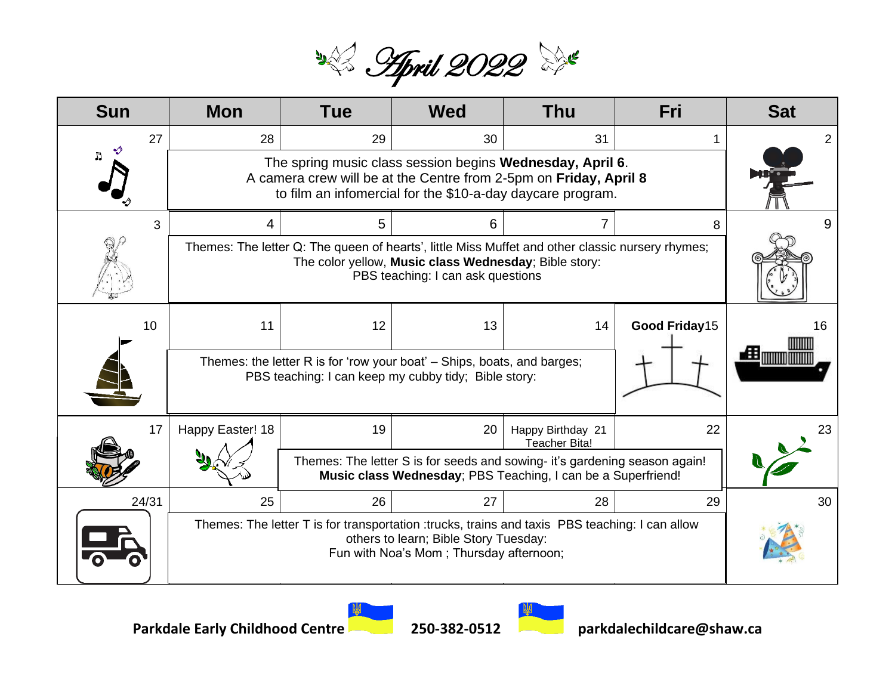# April 2022

| Sun | Mon | Tue | Wed | Thu | Fri | Sat |
|---|---|---|---|---|---|---|
| 27 | 28 | 29 | 30 | 31 | 1 | 2 |
| | The spring music class session begins **Wednesday, April 6**. A camera crew will be at the Centre from 2-5pm on **Friday, April 8** to film an infomercial for the $10-a-day daycare program. | | | | | |
| 3 | 4 | 5 | 6 | 7 | 8 | 9 |
| | Themes: The letter Q: The queen of hearts', little Miss Muffet and other classic nursery rhymes; The color yellow, **Music class Wednesday**; Bible story: PBS teaching: I can ask questions | | | | | |
| 10 | 11 | 12 | 13 | 14 | **Good Friday** 15 | 16 |
| | Themes: the letter R is for 'row your boat' – Ships, boats, and barges; PBS teaching: I can keep my cubby tidy; Bible story: | | | | | |
| 17 | Happy Easter! 18 | 19 | 20 | Happy Birthday Teacher Bita! 21 | 22 | 23 |
| | | Themes: The letter S is for seeds and sowing- it's gardening season again! **Music class Wednesday**; PBS Teaching, I can be a Superfriend! | | | | |
| 24/31 | 25 | 26 | 27 | 28 | 29 | 30 |
| | Themes: The letter T is for transportation :trucks, trains and taxis PBS teaching: I can allow others to learn; Bible Story Tuesday: Fun with Noa's Mom ; Thursday afternoon; | | | | | |

**Parkdale Early Childhood Centre** **250-382-0512** **parkdalechildcare@shaw.ca**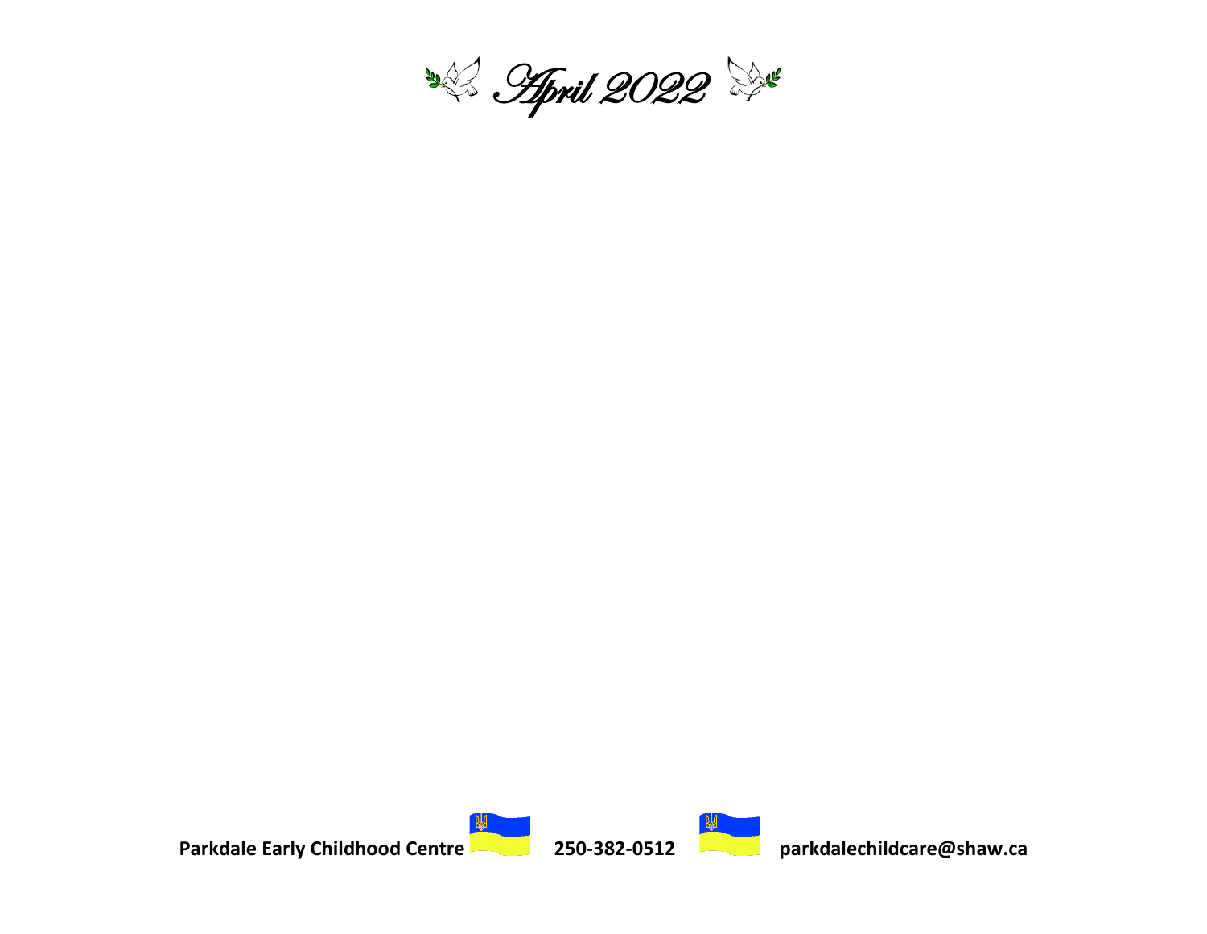# April 2022

**Parkdale Early Childhood Centre** **250-382-0512** **parkdalechildcare@shaw.ca**